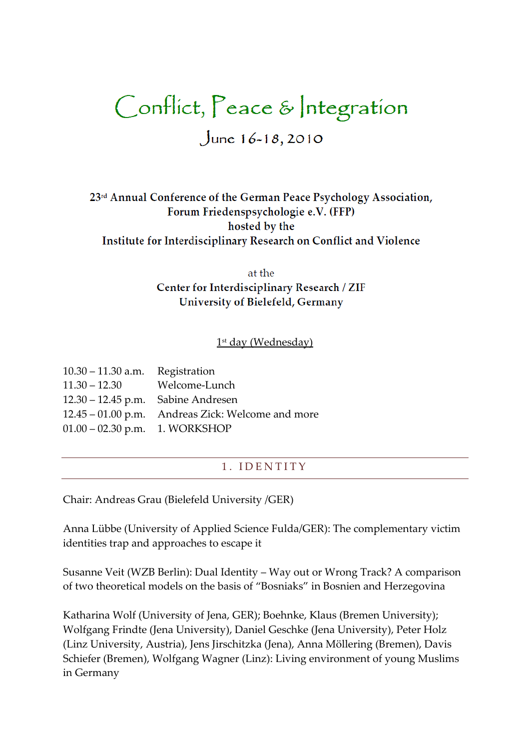# Conflict, Peace & Integration

## June 16-18, 2010

**23rd Annual Conference of the German Peace Psychology Association, Forum Friedenspsychologie e.V. (FFP) hosted by the Institute for Interdisciplinary Research on Conflict and Violence**

at the
**Center for Interdisciplinary Research / ZIF**
**University of Bielefeld, Germany**

<u>1st day (Wednesday)</u>

| | |
|---|---|
| 10.30 – 11.30 a.m. | Registration |
| 11.30 – 12.30 | Welcome-Lunch |
| 12.30 – 12.45 p.m. | Sabine Andresen |
| 12.45 – 01.00 p.m. | Andreas Zick: Welcome and more |
| 01.00 – 02.30 p.m. | 1. WORKSHOP |

### 1. IDENTITY

Chair: Andreas Grau (Bielefeld University /GER)

Anna Lübbe (University of Applied Science Fulda/GER): The complementary victim identities trap and approaches to escape it

Susanne Veit (WZB Berlin): Dual Identity – Way out or Wrong Track? A comparison of two theoretical models on the basis of "Bosniaks" in Bosnien and Herzegovina

Katharina Wolf (University of Jena, GER); Boehnke, Klaus (Bremen University); Wolfgang Frindte (Jena University), Daniel Geschke (Jena University), Peter Holz (Linz University, Austria), Jens Jirschitzka (Jena), Anna Möllering (Bremen), Davis Schiefer (Bremen), Wolfgang Wagner (Linz): Living environment of young Muslims in Germany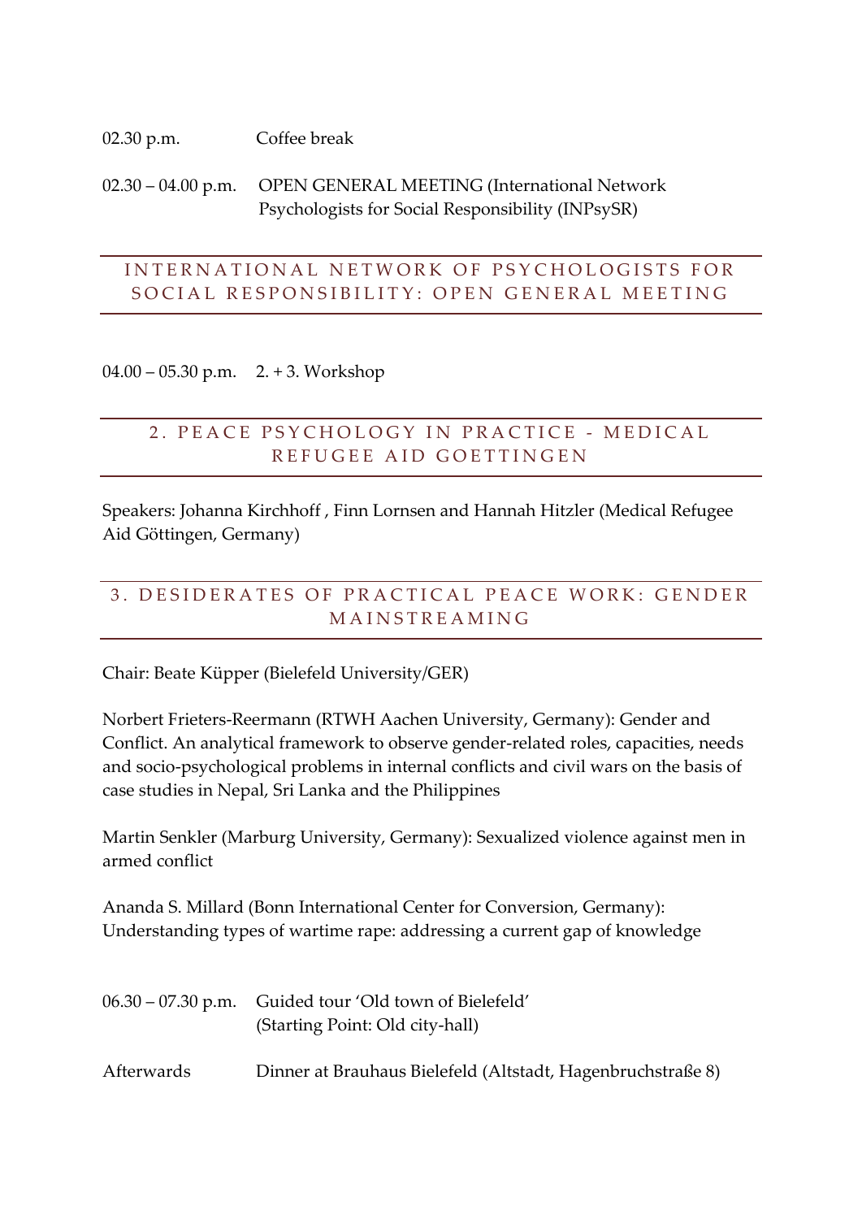02.30 p.m.  Coffee break

02.30 – 04.00 p.m.  OPEN GENERAL MEETING (International Network Psychologists for Social Responsibility (INPsySR)

## INTERNATIONAL NETWORK OF PSYCHOLOGISTS FOR SOCIAL RESPONSIBILITY: OPEN GENERAL MEETING

04.00 – 05.30 p.m.  2. + 3. Workshop

## 2. PEACE PSYCHOLOGY IN PRACTICE - MEDICAL REFUGEE AID GOETTINGEN

Speakers: Johanna Kirchhoff , Finn Lornsen and Hannah Hitzler (Medical Refugee Aid Göttingen, Germany)

## 3. DESIDERATES OF PRACTICAL PEACE WORK: GENDER MAINSTREAMING

Chair: Beate Küpper (Bielefeld University/GER)

Norbert Frieters-Reermann (RTWH Aachen University, Germany): Gender and Conflict. An analytical framework to observe gender-related roles, capacities, needs and socio-psychological problems in internal conflicts and civil wars on the basis of case studies in Nepal, Sri Lanka and the Philippines

Martin Senkler (Marburg University, Germany): Sexualized violence against men in armed conflict

Ananda S. Millard (Bonn International Center for Conversion, Germany): Understanding types of wartime rape: addressing a current gap of knowledge

06.30 – 07.30 p.m.  Guided tour 'Old town of Bielefeld' (Starting Point: Old city-hall)

Afterwards  Dinner at Brauhaus Bielefeld (Altstadt, Hagenbruchstraße 8)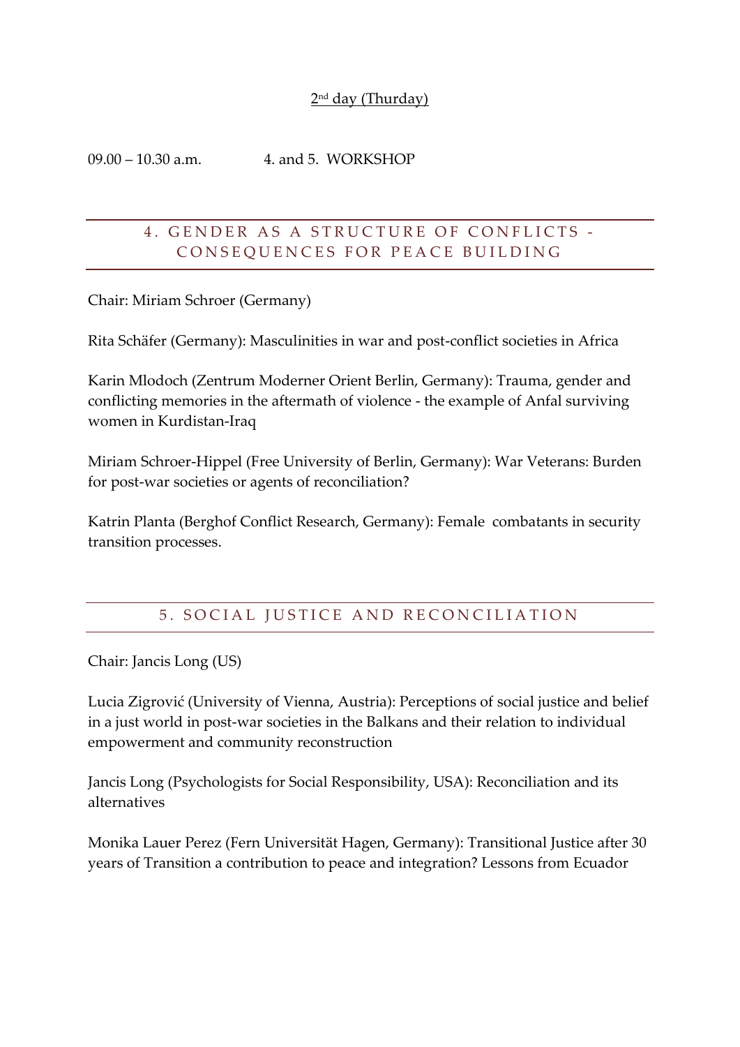2[nd] day (Thurday)

09.00 – 10.30 a.m. 4. and 5. WORKSHOP

## 4. GENDER AS A STRUCTURE OF CONFLICTS - CONSEQUENCES FOR PEACE BUILDING

Chair: Miriam Schroer (Germany)

Rita Schäfer (Germany): Masculinities in war and post-conflict societies in Africa

Karin Mlodoch (Zentrum Moderner Orient Berlin, Germany): Trauma, gender and conflicting memories in the aftermath of violence - the example of Anfal surviving women in Kurdistan-Iraq

Miriam Schroer-Hippel (Free University of Berlin, Germany): War Veterans: Burden for post-war societies or agents of reconciliation?

Katrin Planta (Berghof Conflict Research, Germany): Female combatants in security transition processes.

## 5. SOCIAL JUSTICE AND RECONCILIATION

Chair: Jancis Long (US)

Lucia Zigrović (University of Vienna, Austria): Perceptions of social justice and belief in a just world in post-war societies in the Balkans and their relation to individual empowerment and community reconstruction

Jancis Long (Psychologists for Social Responsibility, USA): Reconciliation and its alternatives

Monika Lauer Perez (Fern Universität Hagen, Germany): Transitional Justice after 30 years of Transition a contribution to peace and integration? Lessons from Ecuador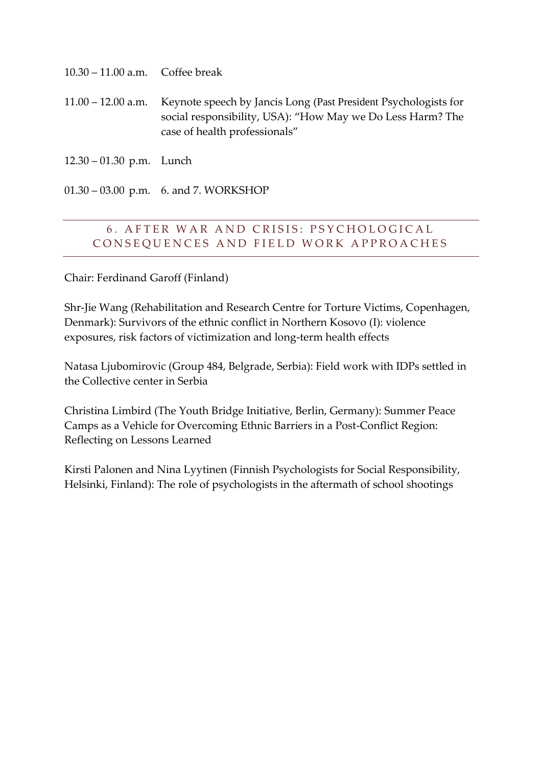10.30 – 11.00 a.m. Coffee break

11.00 – 12.00 a.m. Keynote speech by Jancis Long (Past President Psychologists for social responsibility, USA): "How May we Do Less Harm? The case of health professionals"

12.30 – 01.30 p.m. Lunch

01.30 – 03.00 p.m. 6. and 7. WORKSHOP

## 6. AFTER WAR AND CRISIS: PSYCHOLOGICAL CONSEQUENCES AND FIELD WORK APPROACHES

Chair: Ferdinand Garoff (Finland)

Shr-Jie Wang (Rehabilitation and Research Centre for Torture Victims, Copenhagen, Denmark): Survivors of the ethnic conflict in Northern Kosovo (I): violence exposures, risk factors of victimization and long-term health effects

Natasa Ljubomirovic (Group 484, Belgrade, Serbia): Field work with IDPs settled in the Collective center in Serbia

Christina Limbird (The Youth Bridge Initiative, Berlin, Germany): Summer Peace Camps as a Vehicle for Overcoming Ethnic Barriers in a Post-Conflict Region: Reflecting on Lessons Learned

Kirsti Palonen and Nina Lyytinen (Finnish Psychologists for Social Responsibility, Helsinki, Finland): The role of psychologists in the aftermath of school shootings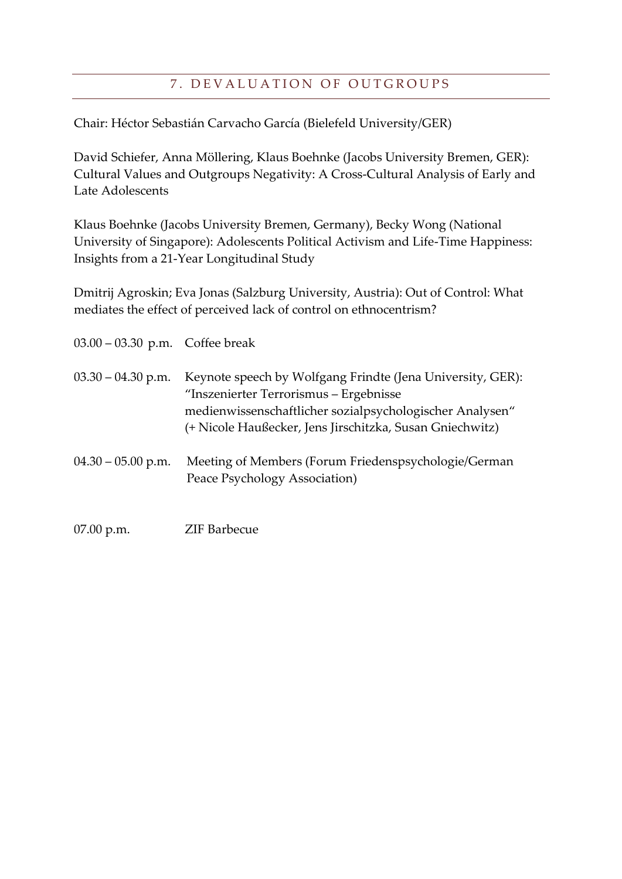## 7. DEVALUATION OF OUTGROUPS

Chair: Héctor Sebastián Carvacho García (Bielefeld University/GER)

David Schiefer, Anna Möllering, Klaus Boehnke (Jacobs University Bremen, GER): Cultural Values and Outgroups Negativity: A Cross-Cultural Analysis of Early and Late Adolescents

Klaus Boehnke (Jacobs University Bremen, Germany), Becky Wong (National University of Singapore): Adolescents Political Activism and Life-Time Happiness: Insights from a 21-Year Longitudinal Study

Dmitrij Agroskin; Eva Jonas (Salzburg University, Austria): Out of Control: What mediates the effect of perceived lack of control on ethnocentrism?

03.00 – 03.30 p.m. Coffee break

03.30 – 04.30 p.m. Keynote speech by Wolfgang Frindte (Jena University, GER): "Inszenierter Terrorismus – Ergebnisse medienwissenschaftlicher sozialpsychologischer Analysen" (+ Nicole Haußecker, Jens Jirschitzka, Susan Gniechwitz)

04.30 – 05.00 p.m. Meeting of Members (Forum Friedenspsychologie/German Peace Psychology Association)

07.00 p.m. ZIF Barbecue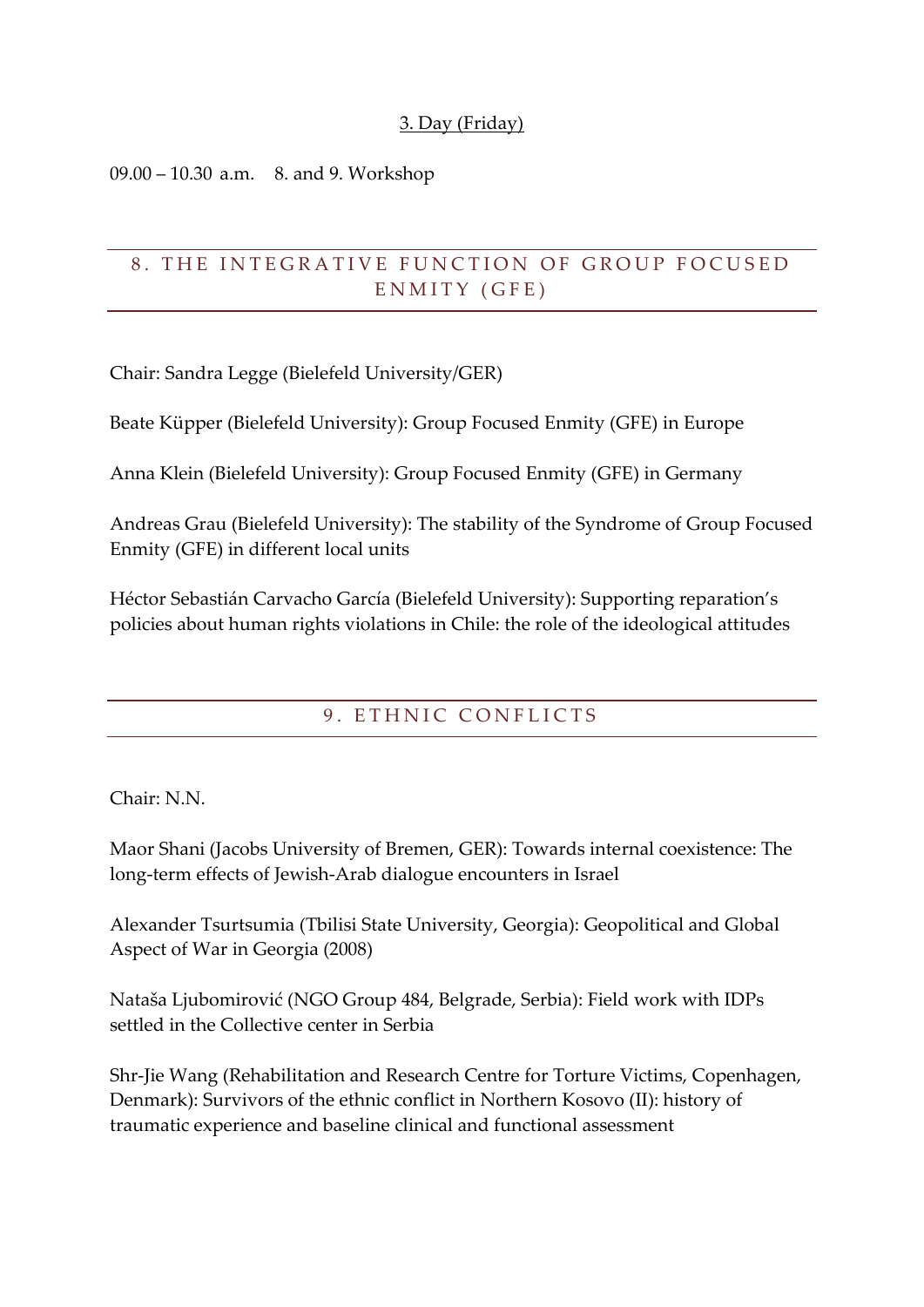3. Day (Friday)

09.00 – 10.30 a.m. 8. and 9. Workshop

## 8. THE INTEGRATIVE FUNCTION OF GROUP FOCUSED ENMITY (GFE)

Chair: Sandra Legge (Bielefeld University/GER)

Beate Küpper (Bielefeld University): Group Focused Enmity (GFE) in Europe

Anna Klein (Bielefeld University): Group Focused Enmity (GFE) in Germany

Andreas Grau (Bielefeld University): The stability of the Syndrome of Group Focused Enmity (GFE) in different local units

Héctor Sebastián Carvacho García (Bielefeld University): Supporting reparation's policies about human rights violations in Chile: the role of the ideological attitudes

## 9. ETHNIC CONFLICTS

Chair: N.N.

Maor Shani (Jacobs University of Bremen, GER): Towards internal coexistence: The long-term effects of Jewish-Arab dialogue encounters in Israel

Alexander Tsurtsumia (Tbilisi State University, Georgia): Geopolitical and Global Aspect of War in Georgia (2008)

Nataša Ljubomirović (NGO Group 484, Belgrade, Serbia): Field work with IDPs settled in the Collective center in Serbia

Shr-Jie Wang (Rehabilitation and Research Centre for Torture Victims, Copenhagen, Denmark): Survivors of the ethnic conflict in Northern Kosovo (II): history of traumatic experience and baseline clinical and functional assessment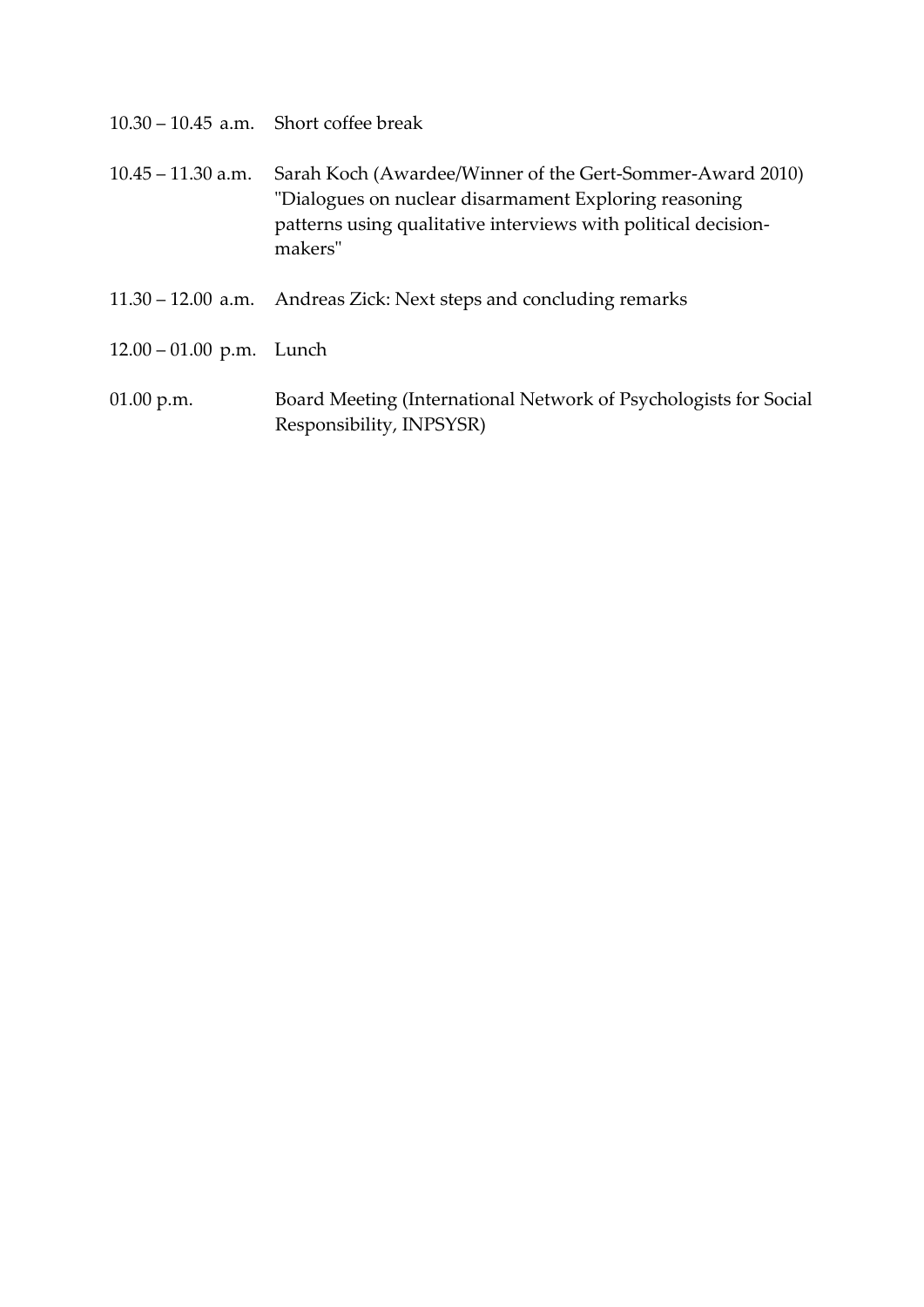| | |
|---|---|
| 10.30 – 10.45 a.m. | Short coffee break |
| 10.45 – 11.30 a.m. | Sarah Koch (Awardee/Winner of the Gert-Sommer-Award 2010) "Dialogues on nuclear disarmament Exploring reasoning patterns using qualitative interviews with political decision-makers" |
| 11.30 – 12.00 a.m. | Andreas Zick: Next steps and concluding remarks |
| 12.00 – 01.00 p.m. | Lunch |
| 01.00 p.m. | Board Meeting (International Network of Psychologists for Social Responsibility, INPSYSR) |